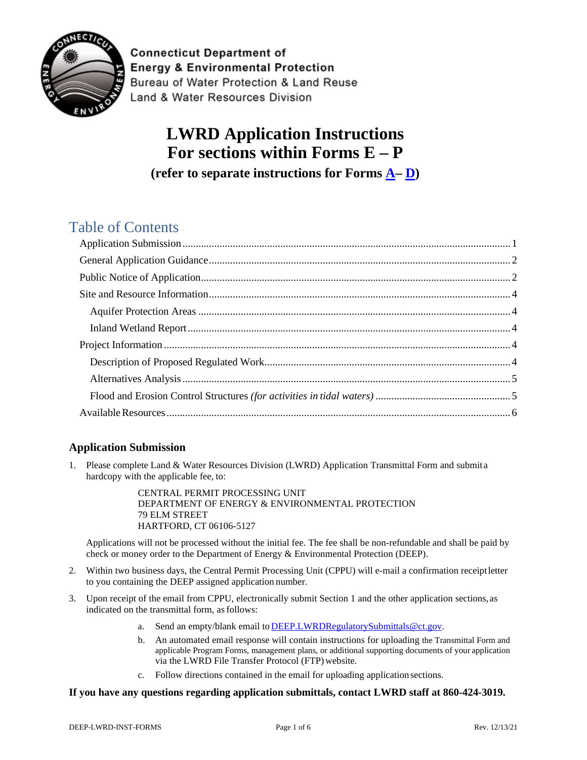Connecticut Department of Energy & Environmental Protection
Bureau of Water Protection & Land Reuse
Land & Water Resources Division

# LWRD Application Instructions For sections within Forms E – P

**(refer to separate instructions for Forms A– D)**

## Table of Contents

- Application Submission ... 1
- General Application Guidance ... 2
- Public Notice of Application ... 2
- Site and Resource Information ... 4
  - Aquifer Protection Areas ... 4
  - Inland Wetland Report ... 4
- Project Information ... 4
  - Description of Proposed Regulated Work ... 4
  - Alternatives Analysis ... 5
  - Flood and Erosion Control Structures *(for activities in tidal waters)* ... 5
- Available Resources ... 6

### Application Submission

1. Please complete Land & Water Resources Division (LWRD) Application Transmittal Form and submit a hardcopy with the applicable fee, to:

   CENTRAL PERMIT PROCESSING UNIT
   DEPARTMENT OF ENERGY & ENVIRONMENTAL PROTECTION
   79 ELM STREET
   HARTFORD, CT 06106-5127

   Applications will not be processed without the initial fee. The fee shall be non-refundable and shall be paid by check or money order to the Department of Energy & Environmental Protection (DEEP).

2. Within two business days, the Central Permit Processing Unit (CPPU) will e-mail a confirmation receipt letter to you containing the DEEP assigned application number.

3. Upon receipt of the email from CPPU, electronically submit Section 1 and the other application sections, as indicated on the transmittal form, as follows:

   a. Send an empty/blank email to DEEP.LWRDRegulatorySubmittals@ct.gov.

   b. An automated email response will contain instructions for uploading the Transmittal Form and applicable Program Forms, management plans, or additional supporting documents of your application via the LWRD File Transfer Protocol (FTP) website.

   c. Follow directions contained in the email for uploading application sections.

**If you have any questions regarding application submittals, contact LWRD staff at 860-424-3019.**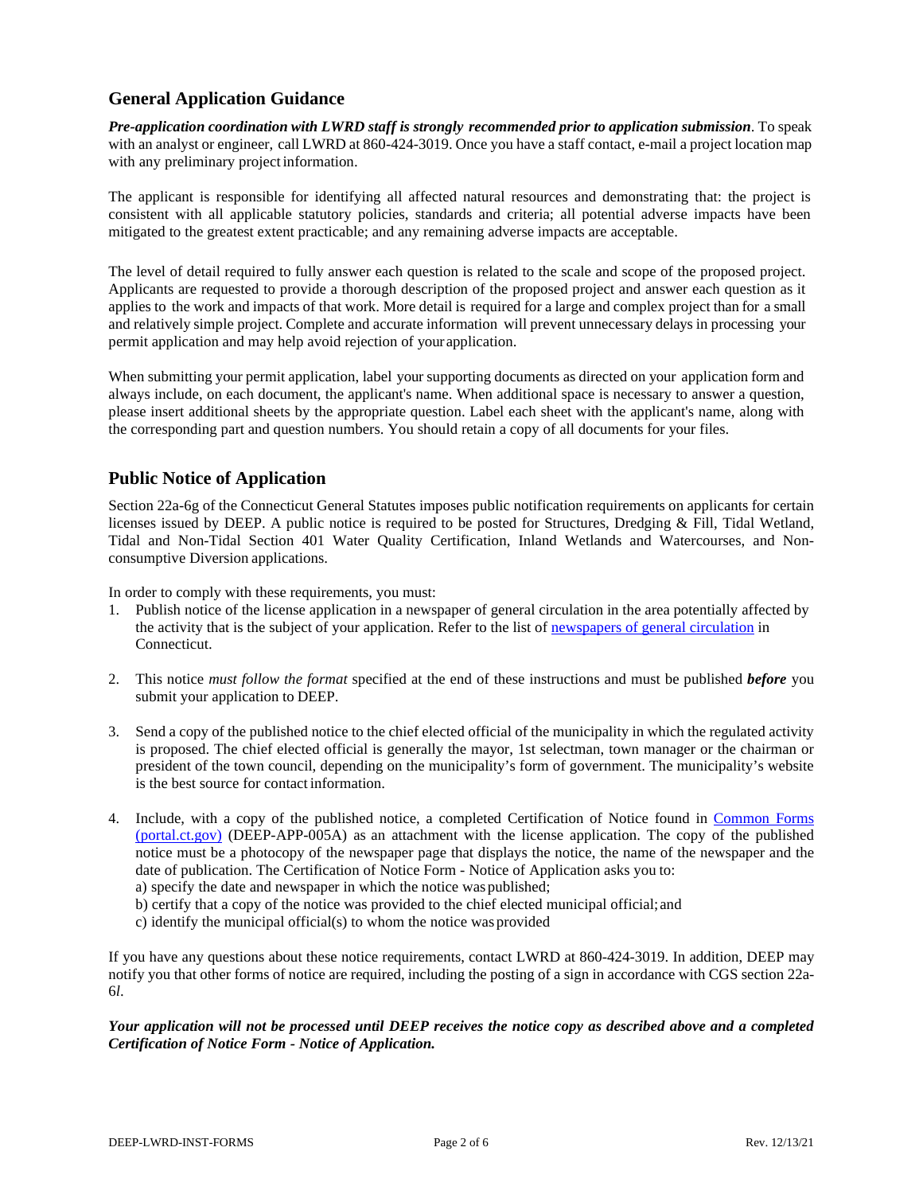## General Application Guidance

***Pre-application coordination with LWRD staff is strongly recommended prior to application submission***. To speak with an analyst or engineer, call LWRD at 860-424-3019. Once you have a staff contact, e-mail a project location map with any preliminary project information.

The applicant is responsible for identifying all affected natural resources and demonstrating that: the project is consistent with all applicable statutory policies, standards and criteria; all potential adverse impacts have been mitigated to the greatest extent practicable; and any remaining adverse impacts are acceptable.

The level of detail required to fully answer each question is related to the scale and scope of the proposed project. Applicants are requested to provide a thorough description of the proposed project and answer each question as it applies to the work and impacts of that work. More detail is required for a large and complex project than for a small and relatively simple project. Complete and accurate information will prevent unnecessary delays in processing your permit application and may help avoid rejection of your application.

When submitting your permit application, label your supporting documents as directed on your application form and always include, on each document, the applicant's name. When additional space is necessary to answer a question, please insert additional sheets by the appropriate question. Label each sheet with the applicant's name, along with the corresponding part and question numbers. You should retain a copy of all documents for your files.

## Public Notice of Application

Section 22a-6g of the Connecticut General Statutes imposes public notification requirements on applicants for certain licenses issued by DEEP. A public notice is required to be posted for Structures, Dredging & Fill, Tidal Wetland, Tidal and Non-Tidal Section 401 Water Quality Certification, Inland Wetlands and Watercourses, and Non-consumptive Diversion applications.

In order to comply with these requirements, you must:

1. Publish notice of the license application in a newspaper of general circulation in the area potentially affected by the activity that is the subject of your application. Refer to the list of newspapers of general circulation in Connecticut.

2. This notice *must follow the format* specified at the end of these instructions and must be published ***before*** you submit your application to DEEP.

3. Send a copy of the published notice to the chief elected official of the municipality in which the regulated activity is proposed. The chief elected official is generally the mayor, 1st selectman, town manager or the chairman or president of the town council, depending on the municipality's form of government. The municipality's website is the best source for contact information.

4. Include, with a copy of the published notice, a completed Certification of Notice found in Common Forms (portal.ct.gov) (DEEP-APP-005A) as an attachment with the license application. The copy of the published notice must be a photocopy of the newspaper page that displays the notice, the name of the newspaper and the date of publication. The Certification of Notice Form - Notice of Application asks you to:
   a) specify the date and newspaper in which the notice was published;
   b) certify that a copy of the notice was provided to the chief elected municipal official; and
   c) identify the municipal official(s) to whom the notice was provided

If you have any questions about these notice requirements, contact LWRD at 860-424-3019. In addition, DEEP may notify you that other forms of notice are required, including the posting of a sign in accordance with CGS section 22a-6*l*.

***Your application will not be processed until DEEP receives the notice copy as described above and a completed Certification of Notice Form - Notice of Application.***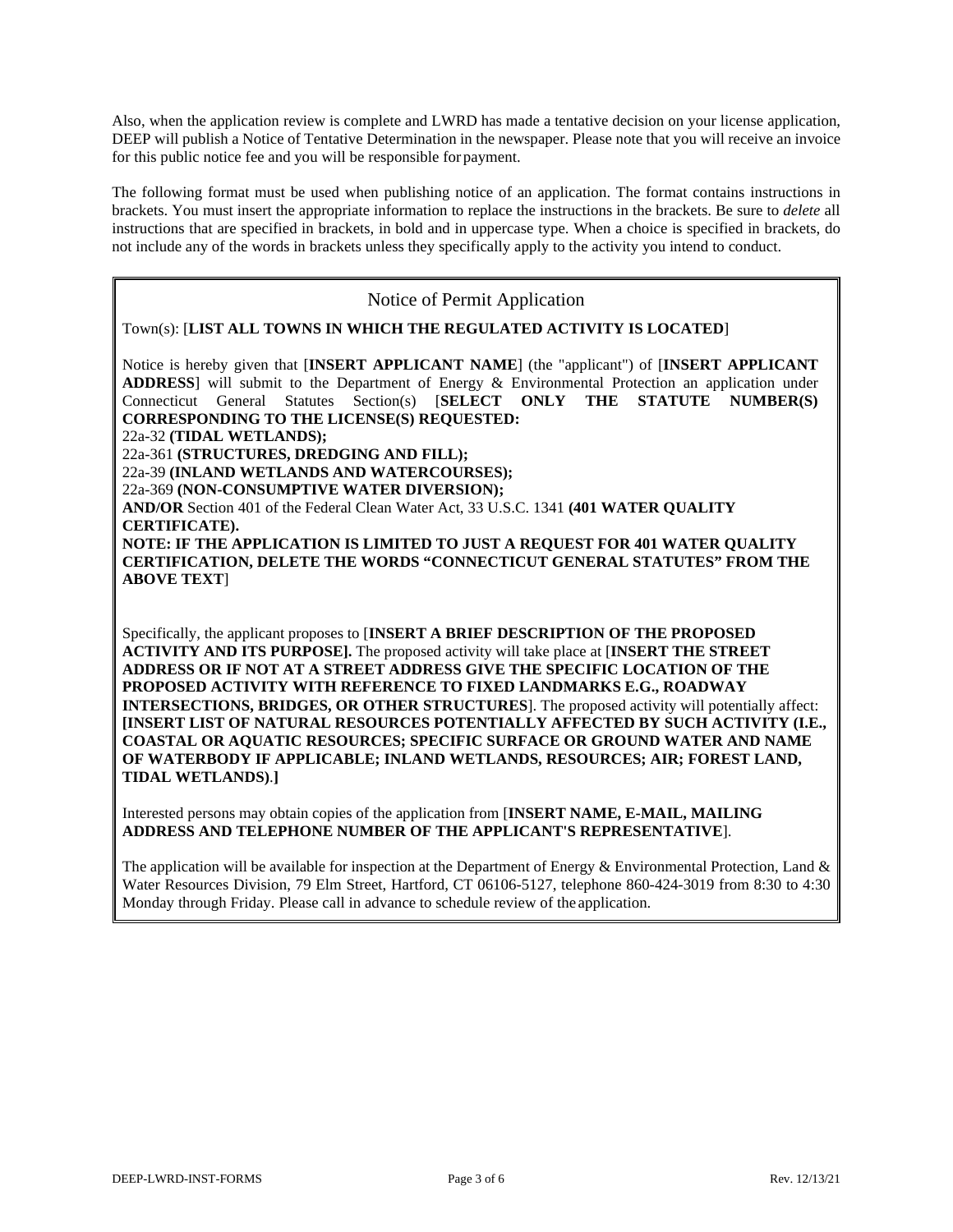Also, when the application review is complete and LWRD has made a tentative decision on your license application, DEEP will publish a Notice of Tentative Determination in the newspaper. Please note that you will receive an invoice for this public notice fee and you will be responsible for payment.

The following format must be used when publishing notice of an application. The format contains instructions in brackets. You must insert the appropriate information to replace the instructions in the brackets. Be sure to *delete* all instructions that are specified in brackets, in bold and in uppercase type. When a choice is specified in brackets, do not include any of the words in brackets unless they specifically apply to the activity you intend to conduct.

---

## Notice of Permit Application

Town(s): [**LIST ALL TOWNS IN WHICH THE REGULATED ACTIVITY IS LOCATED**]

Notice is hereby given that [**INSERT APPLICANT NAME**] (the "applicant") of [**INSERT APPLICANT ADDRESS**] will submit to the Department of Energy & Environmental Protection an application under Connecticut General Statutes Section(s) [**SELECT ONLY THE STATUTE NUMBER(S) CORRESPONDING TO THE LICENSE(S) REQUESTED:**
22a-32 **(TIDAL WETLANDS);**
22a-361 **(STRUCTURES, DREDGING AND FILL);**
22a-39 **(INLAND WETLANDS AND WATERCOURSES);**
22a-369 **(NON-CONSUMPTIVE WATER DIVERSION);**
**AND/OR** Section 401 of the Federal Clean Water Act, 33 U.S.C. 1341 **(401 WATER QUALITY CERTIFICATE).**
**NOTE: IF THE APPLICATION IS LIMITED TO JUST A REQUEST FOR 401 WATER QUALITY CERTIFICATION, DELETE THE WORDS "CONNECTICUT GENERAL STATUTES" FROM THE ABOVE TEXT**]

Specifically, the applicant proposes to [**INSERT A BRIEF DESCRIPTION OF THE PROPOSED ACTIVITY AND ITS PURPOSE].** The proposed activity will take place at [**INSERT THE STREET ADDRESS OR IF NOT AT A STREET ADDRESS GIVE THE SPECIFIC LOCATION OF THE PROPOSED ACTIVITY WITH REFERENCE TO FIXED LANDMARKS E.G., ROADWAY INTERSECTIONS, BRIDGES, OR OTHER STRUCTURES**]. The proposed activity will potentially affect: **[INSERT LIST OF NATURAL RESOURCES POTENTIALLY AFFECTED BY SUCH ACTIVITY (I.E., COASTAL OR AQUATIC RESOURCES; SPECIFIC SURFACE OR GROUND WATER AND NAME OF WATERBODY IF APPLICABLE; INLAND WETLANDS, RESOURCES; AIR; FOREST LAND, TIDAL WETLANDS)**.**]**

Interested persons may obtain copies of the application from [**INSERT NAME, E-MAIL, MAILING ADDRESS AND TELEPHONE NUMBER OF THE APPLICANT'S REPRESENTATIVE**].

The application will be available for inspection at the Department of Energy & Environmental Protection, Land & Water Resources Division, 79 Elm Street, Hartford, CT 06106-5127, telephone 860-424-3019 from 8:30 to 4:30 Monday through Friday. Please call in advance to schedule review of the application.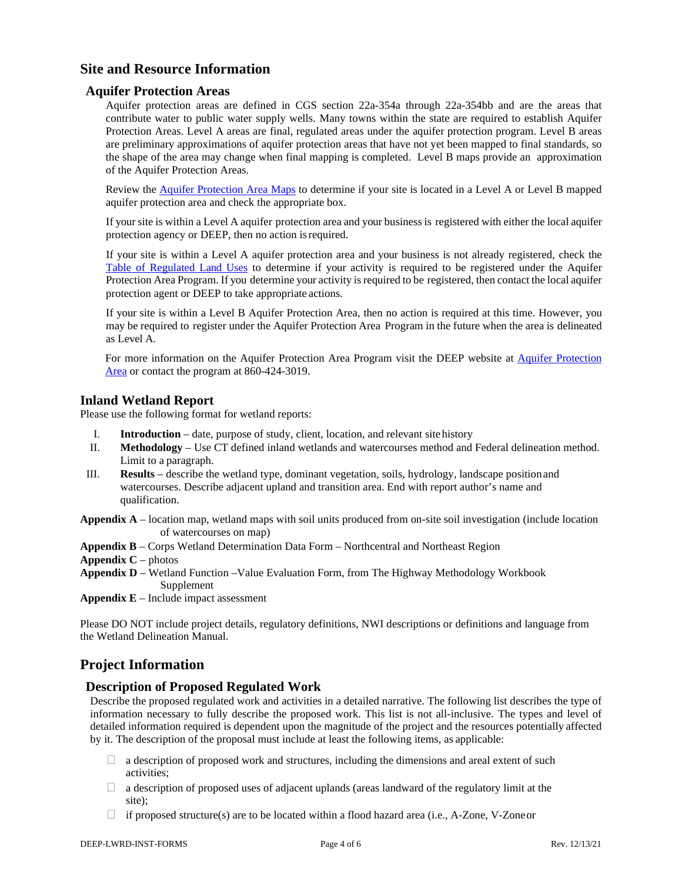## Site and Resource Information

### Aquifer Protection Areas

Aquifer protection areas are defined in CGS section 22a-354a through 22a-354bb and are the areas that contribute water to public water supply wells. Many towns within the state are required to establish Aquifer Protection Areas. Level A areas are final, regulated areas under the aquifer protection program. Level B areas are preliminary approximations of aquifer protection areas that have not yet been mapped to final standards, so the shape of the area may change when final mapping is completed. Level B maps provide an approximation of the Aquifer Protection Areas.

Review the Aquifer Protection Area Maps to determine if your site is located in a Level A or Level B mapped aquifer protection area and check the appropriate box.

If your site is within a Level A aquifer protection area and your business is registered with either the local aquifer protection agency or DEEP, then no action is required.

If your site is within a Level A aquifer protection area and your business is not already registered, check the Table of Regulated Land Uses to determine if your activity is required to be registered under the Aquifer Protection Area Program. If you determine your activity is required to be registered, then contact the local aquifer protection agent or DEEP to take appropriate actions.

If your site is within a Level B Aquifer Protection Area, then no action is required at this time. However, you may be required to register under the Aquifer Protection Area Program in the future when the area is delineated as Level A.

For more information on the Aquifer Protection Area Program visit the DEEP website at Aquifer Protection Area or contact the program at 860-424-3019.

### Inland Wetland Report

Please use the following format for wetland reports:

I. **Introduction** – date, purpose of study, client, location, and relevant site history
II. **Methodology** – Use CT defined inland wetlands and watercourses method and Federal delineation method. Limit to a paragraph.
III. **Results** – describe the wetland type, dominant vegetation, soils, hydrology, landscape position and watercourses. Describe adjacent upland and transition area. End with report author's name and qualification.

**Appendix A** – location map, wetland maps with soil units produced from on-site soil investigation (include location of watercourses on map)
**Appendix B** – Corps Wetland Determination Data Form – Northcentral and Northeast Region
**Appendix C** – photos
**Appendix D** – Wetland Function –Value Evaluation Form, from The Highway Methodology Workbook Supplement
**Appendix E** – Include impact assessment

Please DO NOT include project details, regulatory definitions, NWI descriptions or definitions and language from the Wetland Delineation Manual.

## Project Information

### Description of Proposed Regulated Work

Describe the proposed regulated work and activities in a detailed narrative. The following list describes the type of information necessary to fully describe the proposed work. This list is not all-inclusive. The types and level of detailed information required is dependent upon the magnitude of the project and the resources potentially affected by it. The description of the proposal must include at least the following items, as applicable:

- ☐ a description of proposed work and structures, including the dimensions and areal extent of such activities;
- ☐ a description of proposed uses of adjacent uplands (areas landward of the regulatory limit at the site);
- ☐ if proposed structure(s) are to be located within a flood hazard area (i.e., A-Zone, V-Zone or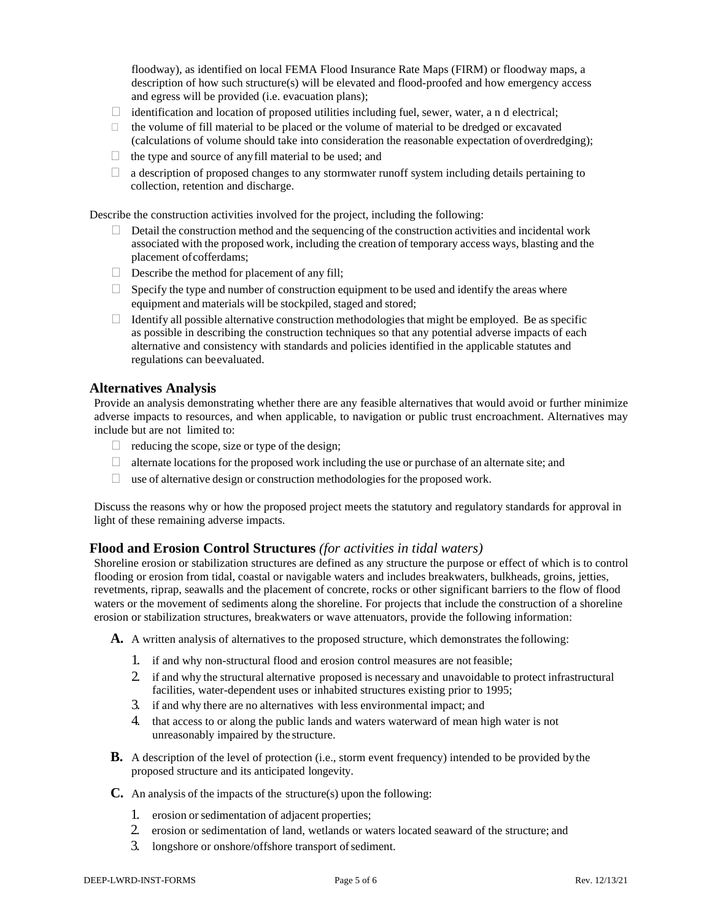floodway), as identified on local FEMA Flood Insurance Rate Maps (FIRM) or floodway maps, a description of how such structure(s) will be elevated and flood-proofed and how emergency access and egress will be provided (i.e. evacuation plans);

- identification and location of proposed utilities including fuel, sewer, water, and electrical;
- the volume of fill material to be placed or the volume of material to be dredged or excavated (calculations of volume should take into consideration the reasonable expectation of overdredging);
- the type and source of any fill material to be used; and
- a description of proposed changes to any stormwater runoff system including details pertaining to collection, retention and discharge.

Describe the construction activities involved for the project, including the following:

- Detail the construction method and the sequencing of the construction activities and incidental work associated with the proposed work, including the creation of temporary access ways, blasting and the placement of cofferdams;
- Describe the method for placement of any fill;
- Specify the type and number of construction equipment to be used and identify the areas where equipment and materials will be stockpiled, staged and stored;
- Identify all possible alternative construction methodologies that might be employed. Be as specific as possible in describing the construction techniques so that any potential adverse impacts of each alternative and consistency with standards and policies identified in the applicable statutes and regulations can be evaluated.

## Alternatives Analysis

Provide an analysis demonstrating whether there are any feasible alternatives that would avoid or further minimize adverse impacts to resources, and when applicable, to navigation or public trust encroachment. Alternatives may include but are not limited to:

- reducing the scope, size or type of the design;
- alternate locations for the proposed work including the use or purchase of an alternate site; and
- use of alternative design or construction methodologies for the proposed work.

Discuss the reasons why or how the proposed project meets the statutory and regulatory standards for approval in light of these remaining adverse impacts.

## Flood and Erosion Control Structures *(for activities in tidal waters)*

Shoreline erosion or stabilization structures are defined as any structure the purpose or effect of which is to control flooding or erosion from tidal, coastal or navigable waters and includes breakwaters, bulkheads, groins, jetties, revetments, riprap, seawalls and the placement of concrete, rocks or other significant barriers to the flow of flood waters or the movement of sediments along the shoreline. For projects that include the construction of a shoreline erosion or stabilization structures, breakwaters or wave attenuators, provide the following information:

**A.** A written analysis of alternatives to the proposed structure, which demonstrates the following:

1. if and why non-structural flood and erosion control measures are not feasible;
2. if and why the structural alternative proposed is necessary and unavoidable to protect infrastructural facilities, water-dependent uses or inhabited structures existing prior to 1995;
3. if and why there are no alternatives with less environmental impact; and
4. that access to or along the public lands and waters waterward of mean high water is not unreasonably impaired by the structure.

**B.** A description of the level of protection (i.e., storm event frequency) intended to be provided by the proposed structure and its anticipated longevity.

**C.** An analysis of the impacts of the structure(s) upon the following:

1. erosion or sedimentation of adjacent properties;
2. erosion or sedimentation of land, wetlands or waters located seaward of the structure; and
3. longshore or onshore/offshore transport of sediment.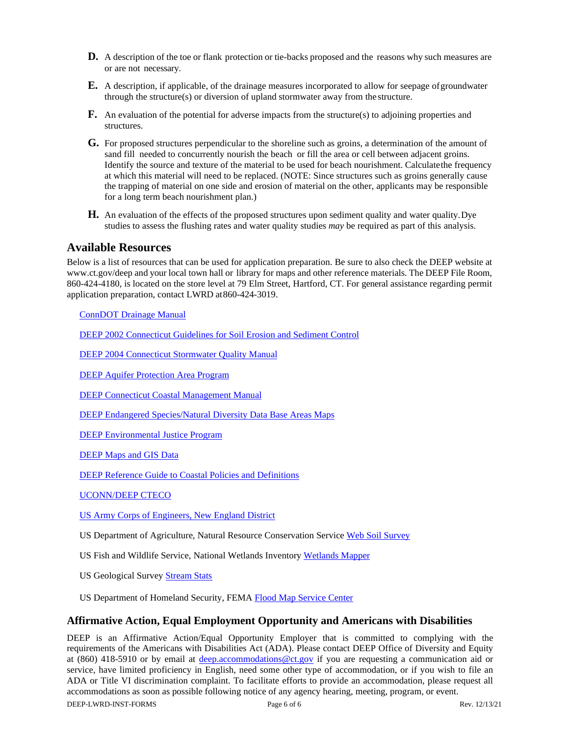**D.** A description of the toe or flank protection or tie-backs proposed and the reasons why such measures are or are not necessary.

**E.** A description, if applicable, of the drainage measures incorporated to allow for seepage of groundwater through the structure(s) or diversion of upland stormwater away from the structure.

**F.** An evaluation of the potential for adverse impacts from the structure(s) to adjoining properties and structures.

**G.** For proposed structures perpendicular to the shoreline such as groins, a determination of the amount of sand fill needed to concurrently nourish the beach or fill the area or cell between adjacent groins. Identify the source and texture of the material to be used for beach nourishment. Calculate the frequency at which this material will need to be replaced. (NOTE: Since structures such as groins generally cause the trapping of material on one side and erosion of material on the other, applicants may be responsible for a long term beach nourishment plan.)

**H.** An evaluation of the effects of the proposed structures upon sediment quality and water quality. Dye studies to assess the flushing rates and water quality studies *may* be required as part of this analysis.

## Available Resources

Below is a list of resources that can be used for application preparation. Be sure to also check the DEEP website at www.ct.gov/deep and your local town hall or library for maps and other reference materials. The DEEP File Room, 860-424-4180, is located on the store level at 79 Elm Street, Hartford, CT. For general assistance regarding permit application preparation, contact LWRD at 860-424-3019.

ConnDOT Drainage Manual

DEEP 2002 Connecticut Guidelines for Soil Erosion and Sediment Control

DEEP 2004 Connecticut Stormwater Quality Manual

DEEP Aquifer Protection Area Program

DEEP Connecticut Coastal Management Manual

DEEP Endangered Species/Natural Diversity Data Base Areas Maps

DEEP Environmental Justice Program

DEEP Maps and GIS Data

DEEP Reference Guide to Coastal Policies and Definitions

UCONN/DEEP CTECO

US Army Corps of Engineers, New England District

US Department of Agriculture, Natural Resource Conservation Service Web Soil Survey

US Fish and Wildlife Service, National Wetlands Inventory Wetlands Mapper

US Geological Survey Stream Stats

US Department of Homeland Security, FEMA Flood Map Service Center

## Affirmative Action, Equal Employment Opportunity and Americans with Disabilities

DEEP is an Affirmative Action/Equal Opportunity Employer that is committed to complying with the requirements of the Americans with Disabilities Act (ADA). Please contact DEEP Office of Diversity and Equity at (860) 418-5910 or by email at deep.accommodations@ct.gov if you are requesting a communication aid or service, have limited proficiency in English, need some other type of accommodation, or if you wish to file an ADA or Title VI discrimination complaint. To facilitate efforts to provide an accommodation, please request all accommodations as soon as possible following notice of any agency hearing, meeting, program, or event.